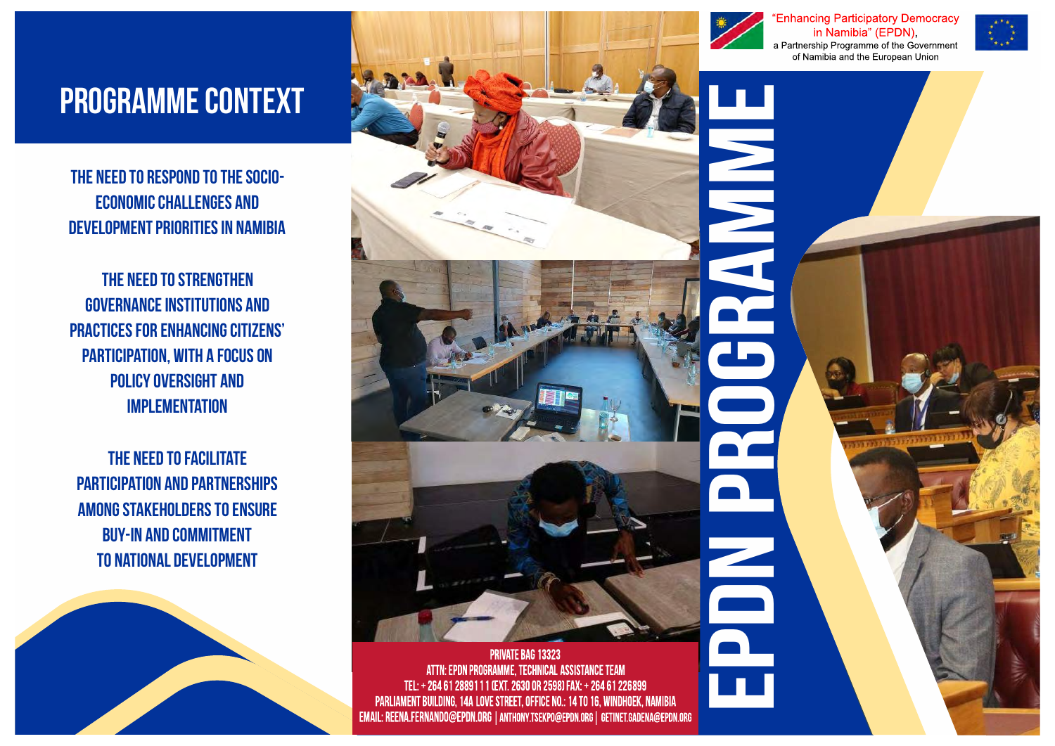# PROGRAMME CONTEXT

THE NEED TO RESPOND TO THE SOCIO-ECONOMIC CHALLENGES AND DEVELOPMENT PRIORITIES IN NAMIBIA

THE NEED TO STRENGTHEN GOVERNANCE INSTITUTIONS AND PRACTICES FOR ENHANCING CITIZENS' PARTICIPATION, WITH A FOCUS ON POLICY OVERSIGHT AND IMPLEMENTATION

THE NEED TO FACILITATE PARTICIPATION AND PARTNERSHIPS AMONG STAKEHOLDERS TO ENSURE BUY-IN AND COMMITMENT TO NATIONAL DEVELOPMENT

PRIVATE BAG 13323
ATTN: EPDN PROGRAMME, TECHNICAL ASSISTANCE TEAM
TEL: + 264 61 288911 1 (EXT. 2630 OR 2598) FAX: + 264 61 226899
PARLIAMENT BUILDING, 14A LOVE STREET, OFFICE NO.: 14 TO 16, WINDHOEK, NAMIBIA
EMAIL: REENA.FERNANDO@EPDN.ORG | ANTHONY.TSEKPO@EPDN.ORG | GETINET.GADENA@EPDN.ORG

"Enhancing Participatory Democracy in Namibia" (EPDN), a Partnership Programme of the Government of Namibia and the European Union

# EPDN PROGRAMME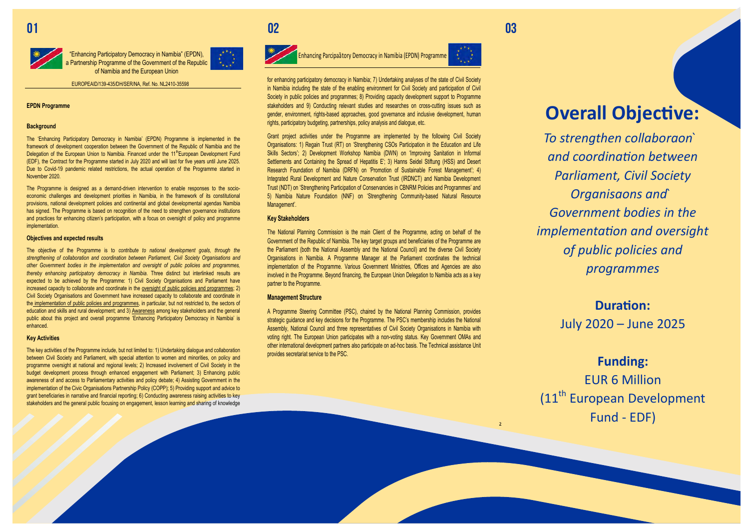"Enhancing Participatory Democracy in Namibia" (EPDN), a Partnership Programme of the Government of the Republic of Namibia and the European Union

EUROPEAID/139-435/DH/SER/NA, Ref. No. NL2410-35598

## EPDN Programme

### Background

The 'Enhancing Participatory Democracy in Namibia' (EPDN) Programme is implemented in the framework of development cooperation between the Government of the Republic of Namibia and the Delegation of the European Union to Namibia. Financed under the 11th European Development Fund (EDF), the Contract for the Programme started in July 2020 and will last for five years until June 2025. Due to Covid-19 pandemic related restrictions, the actual operation of the Programme started in November 2020.

The Programme is designed as a demand-driven intervention to enable responses to the socio-economic challenges and development priorities in Namibia, in the framework of its constitutional provisions, national development policies and continental and global developmental agendas Namibia has signed. The Programme is based on recognition of the need to strengthen governance institutions and practices for enhancing citizen's participation, with a focus on oversight of policy and programme implementation.

### Objectives and expected results

The objective of the Programme is to *contribute to national development goals, through the strengthening of collaboration and coordination between Parliament, Civil Society Organisations and other Government bodies in the implementation and oversight of public policies and programmes, thereby enhancing participatory democracy in Namibia.* Three distinct but interlinked results are expected to be achieved by the Programme: 1) Civil Society Organisations and Parliament have increased capacity to collaborate and coordinate in the oversight of public policies and programmes; 2) Civil Society Organisations and Government have increased capacity to collaborate and coordinate in the implementation of public policies and programmes, in particular, but not restricted to, the sectors of education and skills and rural development; and 3) Awareness among key stakeholders and the general public about this project and overall programme 'Enhancing Participatory Democracy in Namibia' is enhanced.

### Key Activities

The key activities of the Programme include, but not limited to: 1) Undertaking dialogue and collaboration between Civil Society and Parliament, with special attention to women and minorities, on policy and programme oversight at national and regional levels; 2) Increased involvement of Civil Society in the budget development process through enhanced engagement with Parliament; 3) Enhancing public awareness of and access to Parliamentary activities and policy debate; 4) Assisting Government in the implementation of the Civic Organisations Partnership Policy (COPP); 5) Providing support and advice to grant beneficiaries in narrative and financial reporting; 6) Conducting awareness raising activities to key stakeholders and the general public focusing on engagement, lesson learning and sharing of knowledge for enhancing participatory democracy in Namibia; 7) Undertaking analyses of the state of Civil Society in Namibia including the state of the enabling environment for Civil Society and participation of Civil Society in public policies and programmes; 8) Providing capacity development support to Programme stakeholders and 9) Conducting relevant studies and researches on cross-cutting issues such as gender, environment, rights-based approaches, good governance and inclusive development, human rights, participatory budgeting, partnerships, policy analysis and dialogue, etc.

Grant project activities under the Programme are implemented by the following Civil Society Organisations: 1) Regain Trust (RT) on 'Strengthening CSOs Participation in the Education and Life Skills Sectors'; 2) Development Workshop Namibia (DWN) on 'Improving Sanitation in Informal Settlements and Containing the Spread of Hepatitis E'; 3) Hanns Seidel Stiftung (HSS) and Desert Research Foundation of Namibia (DRFN) on 'Promotion of Sustainable Forest Management'; 4) Integrated Rural Development and Nature Conservation Trust (IRDNCT) and Namibia Development Trust (NDT) on 'Strengthening Participation of Conservancies in CBNRM Policies and Programmes' and 5) Namibia Nature Foundation (NNF) on 'Strengthening Community-based Natural Resource Management'.

### Key Stakeholders

The National Planning Commission is the main Client of the Programme, acting on behalf of the Government of the Republic of Namibia. The key target groups and beneficiaries of the Programme are the Parliament (both the National Assembly and the National Council) and the diverse Civil Society Organisations in Namibia. A Programme Manager at the Parliament coordinates the technical implementation of the Programme. Various Government Ministries, Offices and Agencies are also involved in the Programme. Beyond financing, the European Union Delegation to Namibia acts as a key partner to the Programme.

### Management Structure

A Programme Steering Committee (PSC), chaired by the National Planning Commission, provides strategic guidance and key decisions for the Programme. The PSC's membership includes the National Assembly, National Council and three representatives of Civil Society Organisations in Namibia with voting right. The European Union participates with a non-voting status. Key Government OMAs and other international development partners also participate on ad-hoc basis. The Technical assistance Unit provides secretariat service to the PSC.

# Overall Objective:

*To strengthen collaboraon` and coordination between Parliament, Civil Society Organisaons and` Government bodies in the implementation and oversight of public policies and programmes*

## Duration:

July 2020 – June 2025

## Funding:

EUR 6 Million (11th European Development Fund - EDF)